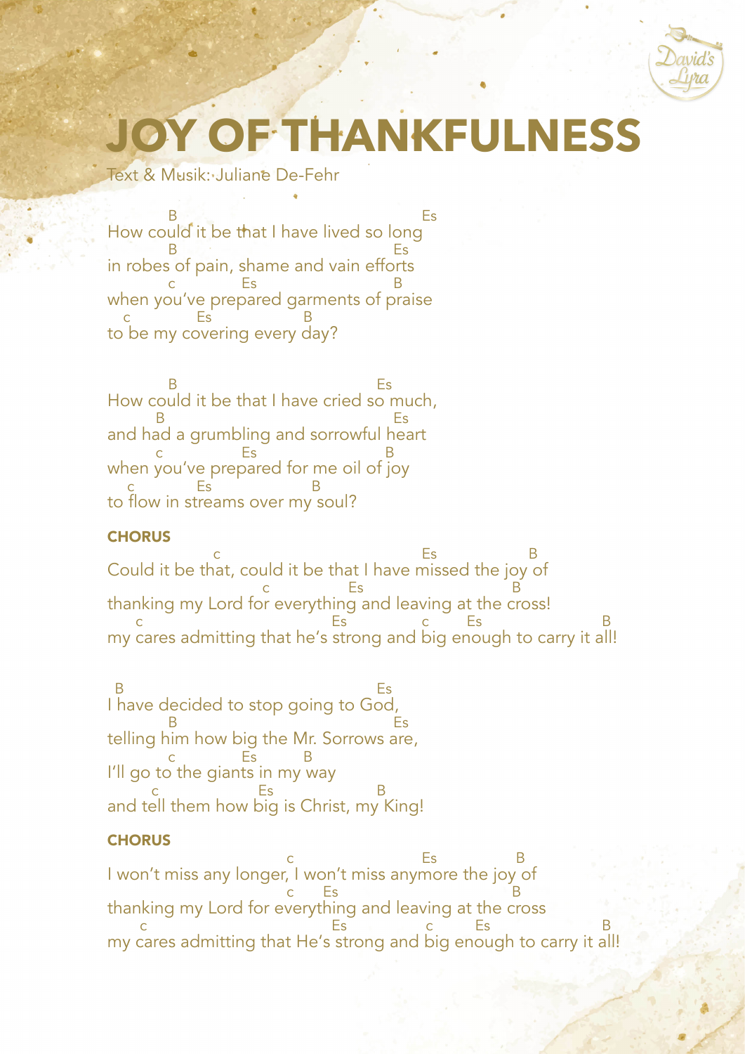# JOY OF THANKFULNESS

Text & Musik: Juliane De-Fehr

```
       B                                         Es
How could it be that I have lived so long
       B                                     Es
in robes of pain, shame and vain efforts
       c           Es                         B
when you've prepared garments of praise
   c          Es                 B
to be my covering every day?
```

```
       B                                  Es
How could it be that I have cried so much,
      B                                      Es
and had a grumbling and sorrowful heart
      c            Es                      B
when you've prepared for me oil of joy
    c          Es                  B
to flow in streams over my soul?
```

**CHORUS**

```
                 c                                      Es               B
Could it be that, could it be that I have missed the joy of
                         c             Es                        B
thanking my Lord for everything and leaving at the cross!
    c                                Es                c       Es                       B
my cares admitting that he's strong and big enough to carry it all!
```

```
 B                                      Es
I have decided to stop going to God,
       B                                      Es
telling him how big the Mr. Sorrows are,
       c            Es         B
I'll go to the giants in my way
      c                   Es               B
and tell them how big is Christ, my King!
```

**CHORUS**

```
                             c                           Es              B
I won't miss any longer, I won't miss anymore the joy of
                             c      Es                           B
thanking my Lord for everything and leaving at the cross
     c                               Es                 c      Es                       B
my cares admitting that He's strong and big enough to carry it all!
```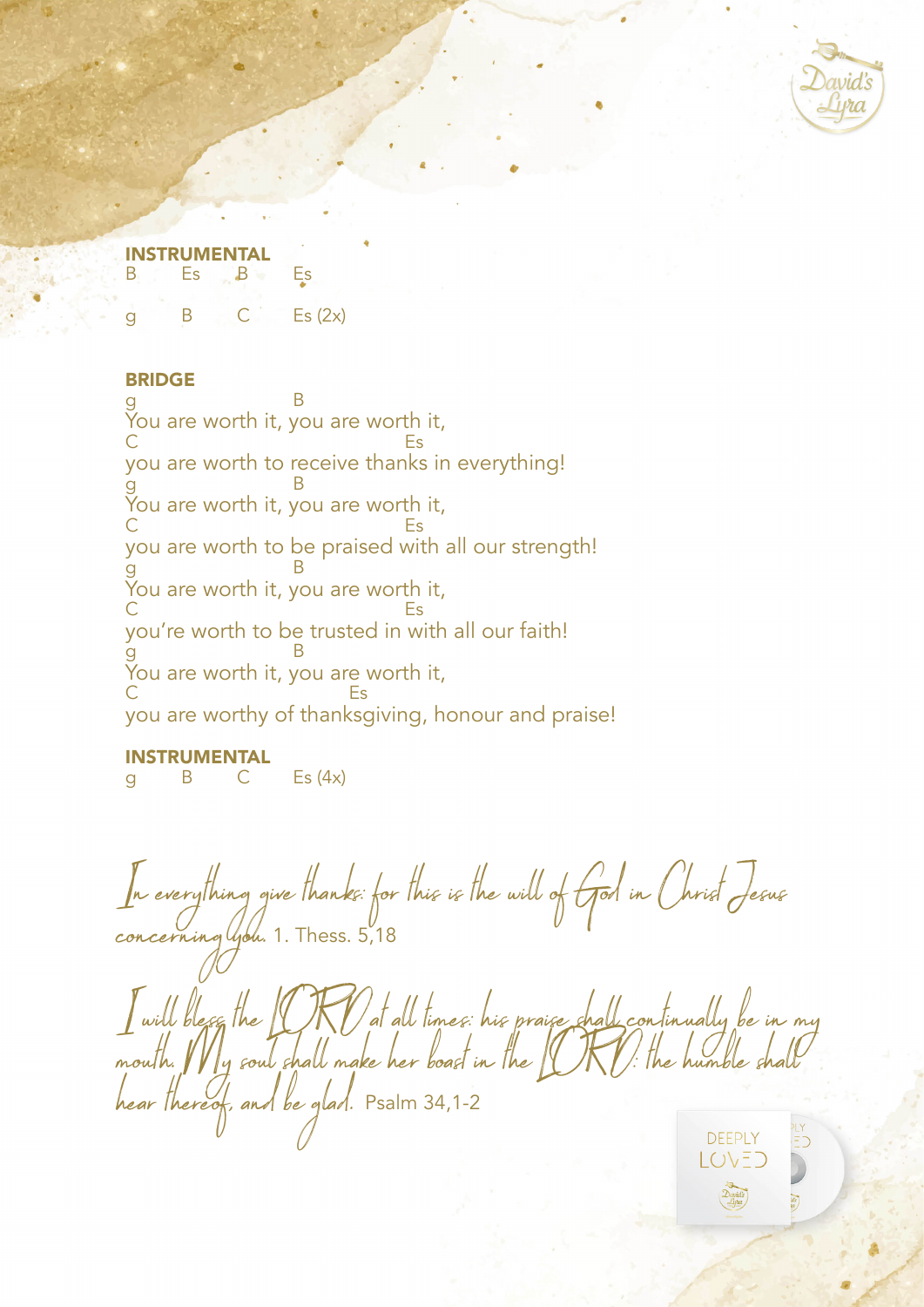**INSTRUMENTAL**

```
B     Es    B     Es

g     B     C     Es (2x)
```

**BRIDGE**

```
g                   B
You are worth it, you are worth it,
C                              Es
you are worth to receive thanks in everything!
g                   B
You are worth it, you are worth it,
C                              Es
you are worth to be praised with all our strength!
g                   B
You are worth it, you are worth it,
C                              Es
you're worth to be trusted in with all our faith!
g                   B
You are worth it, you are worth it,
C                         Es
you are worthy of thanksgiving, honour and praise!
```

**INSTRUMENTAL**

```
g     B     C     Es (4x)
```

*In everything give thanks: for this is the will of God in Christ Jesus concerning you.* 1. Thess. 5,18

*I will bless the LORD at all times: his praise shall continually be in my mouth. My soul shall make her boast in the LORD: the humble shall hear thereof, and be glad.* Psalm 34,1-2